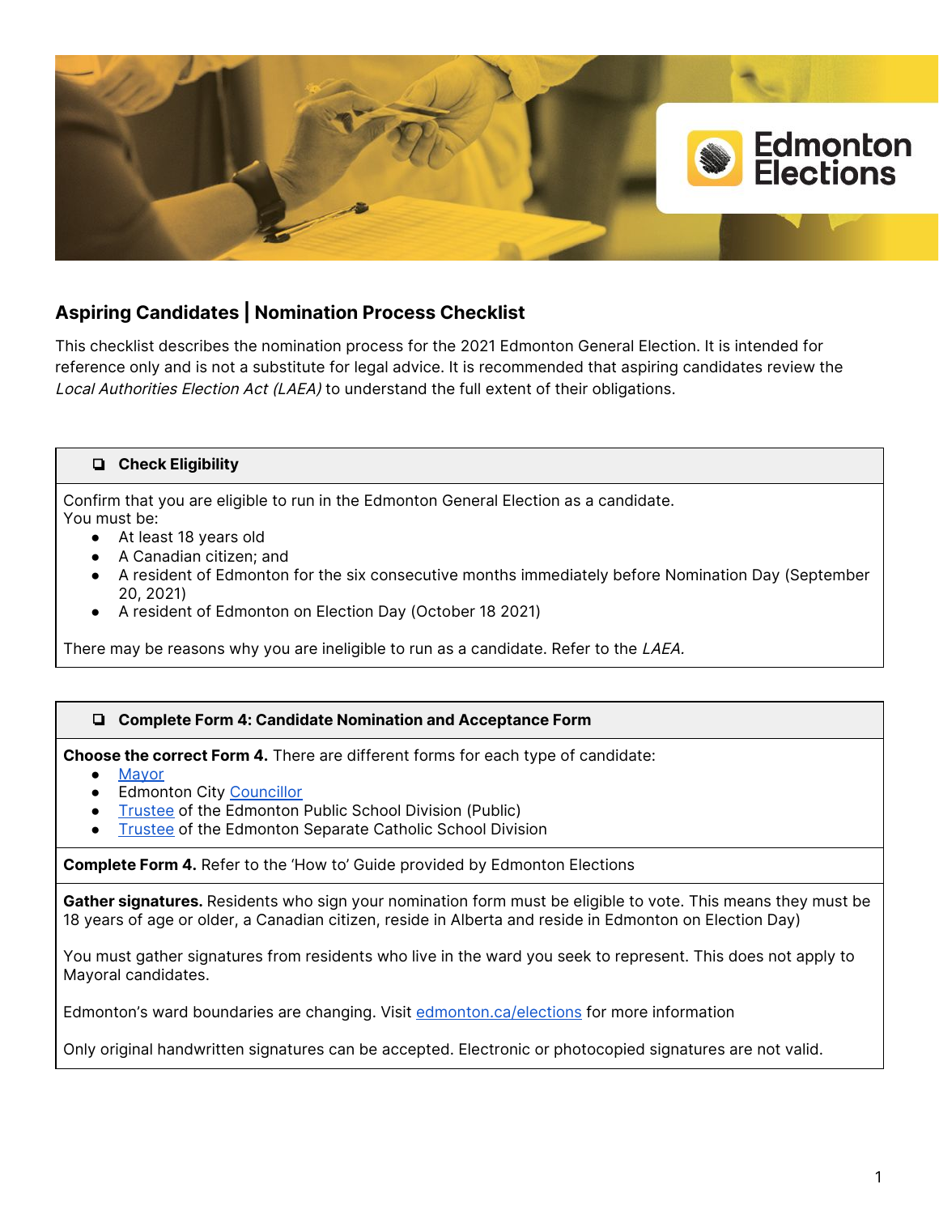## Aspiring Candidates | Nomination Process Checklist

This checklist describes the nomination process for the 2021 Edmonton General Election. It is intended for reference only and is not a substitute for legal advice. It is recommended that aspiring candidates review the *Local Authorities Election Act (LAEA)* to understand the full extent of their obligations.

### ❏ Check Eligibility

Confirm that you are eligible to run in the Edmonton General Election as a candidate.
You must be:

- At least 18 years old
- A Canadian citizen; and
- A resident of Edmonton for the six consecutive months immediately before Nomination Day (September 20, 2021)
- A resident of Edmonton on Election Day (October 18 2021)

There may be reasons why you are ineligible to run as a candidate. Refer to the *LAEA.*

### ❏ Complete Form 4: Candidate Nomination and Acceptance Form

**Choose the correct Form 4.** There are different forms for each type of candidate:

- Mayor
- Edmonton City Councillor
- Trustee of the Edmonton Public School Division (Public)
- Trustee of the Edmonton Separate Catholic School Division

**Complete Form 4.** Refer to the 'How to' Guide provided by Edmonton Elections

**Gather signatures.** Residents who sign your nomination form must be eligible to vote. This means they must be 18 years of age or older, a Canadian citizen, reside in Alberta and reside in Edmonton on Election Day)

You must gather signatures from residents who live in the ward you seek to represent. This does not apply to Mayoral candidates.

Edmonton's ward boundaries are changing. Visit edmonton.ca/elections for more information

Only original handwritten signatures can be accepted. Electronic or photocopied signatures are not valid.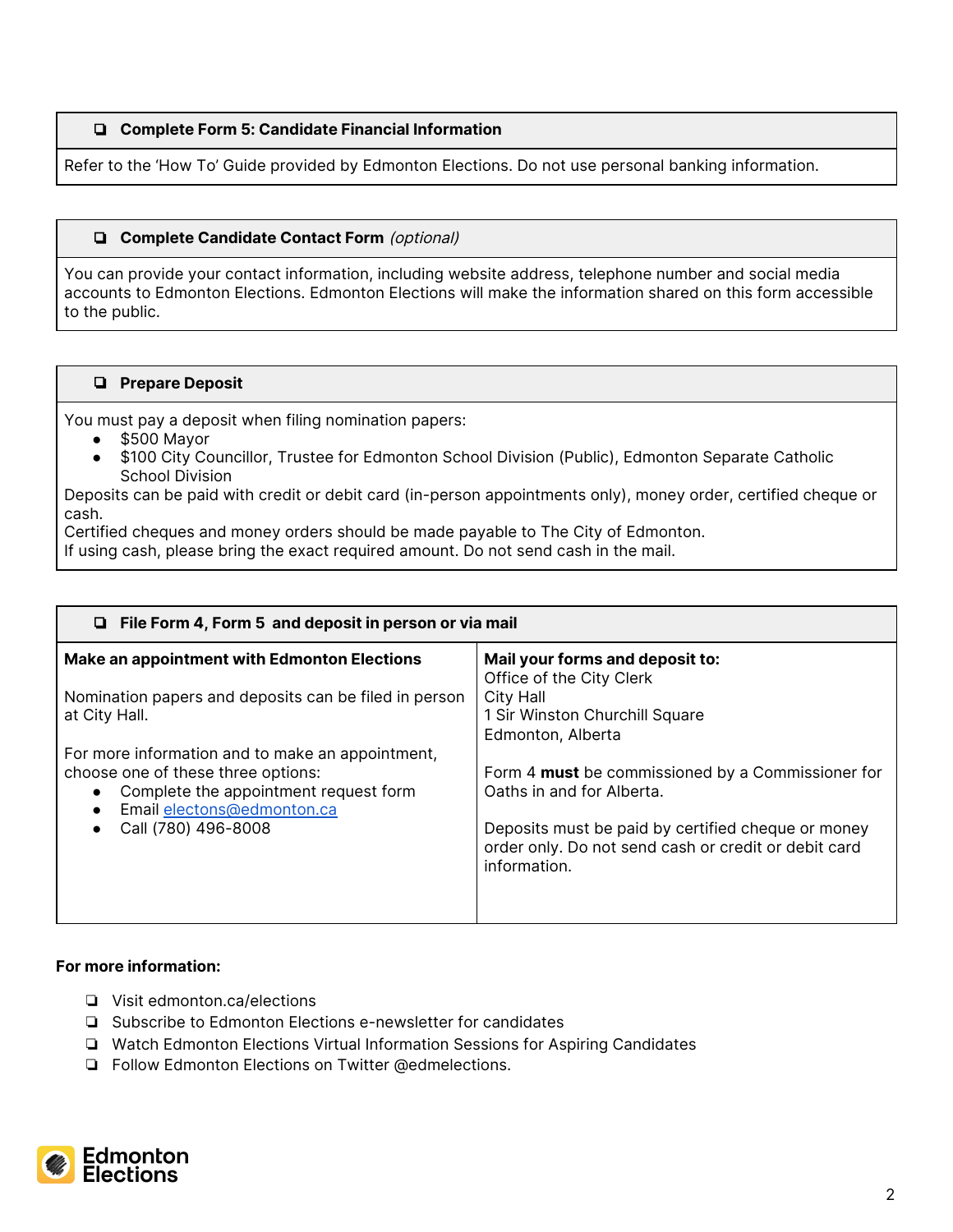## ❑ Complete Form 5: Candidate Financial Information

Refer to the 'How To' Guide provided by Edmonton Elections. Do not use personal banking information.

## ❑ Complete Candidate Contact Form *(optional)*

You can provide your contact information, including website address, telephone number and social media accounts to Edmonton Elections. Edmonton Elections will make the information shared on this form accessible to the public.

## ❑ Prepare Deposit

You must pay a deposit when filing nomination papers:

- $500 Mayor
- $100 City Councillor, Trustee for Edmonton School Division (Public), Edmonton Separate Catholic School Division

Deposits can be paid with credit or debit card (in-person appointments only), money order, certified cheque or cash.
Certified cheques and money orders should be made payable to The City of Edmonton.
If using cash, please bring the exact required amount. Do not send cash in the mail.

## ❑ File Form 4, Form 5 and deposit in person or via mail

**Make an appointment with Edmonton Elections**

Nomination papers and deposits can be filed in person at City Hall.

For more information and to make an appointment, choose one of these three options:

- Complete the appointment request form
- Email electons@edmonton.ca
- Call (780) 496-8008

**Mail your forms and deposit to:**
Office of the City Clerk
City Hall
1 Sir Winston Churchill Square
Edmonton, Alberta

Form 4 **must** be commissioned by a Commissioner for Oaths in and for Alberta.

Deposits must be paid by certified cheque or money order only. Do not send cash or credit or debit card information.

**For more information:**

- ❑ Visit edmonton.ca/elections
- ❑ Subscribe to Edmonton Elections e-newsletter for candidates
- ❑ Watch Edmonton Elections Virtual Information Sessions for Aspiring Candidates
- ❑ Follow Edmonton Elections on Twitter @edmelections.

Edmonton Elections